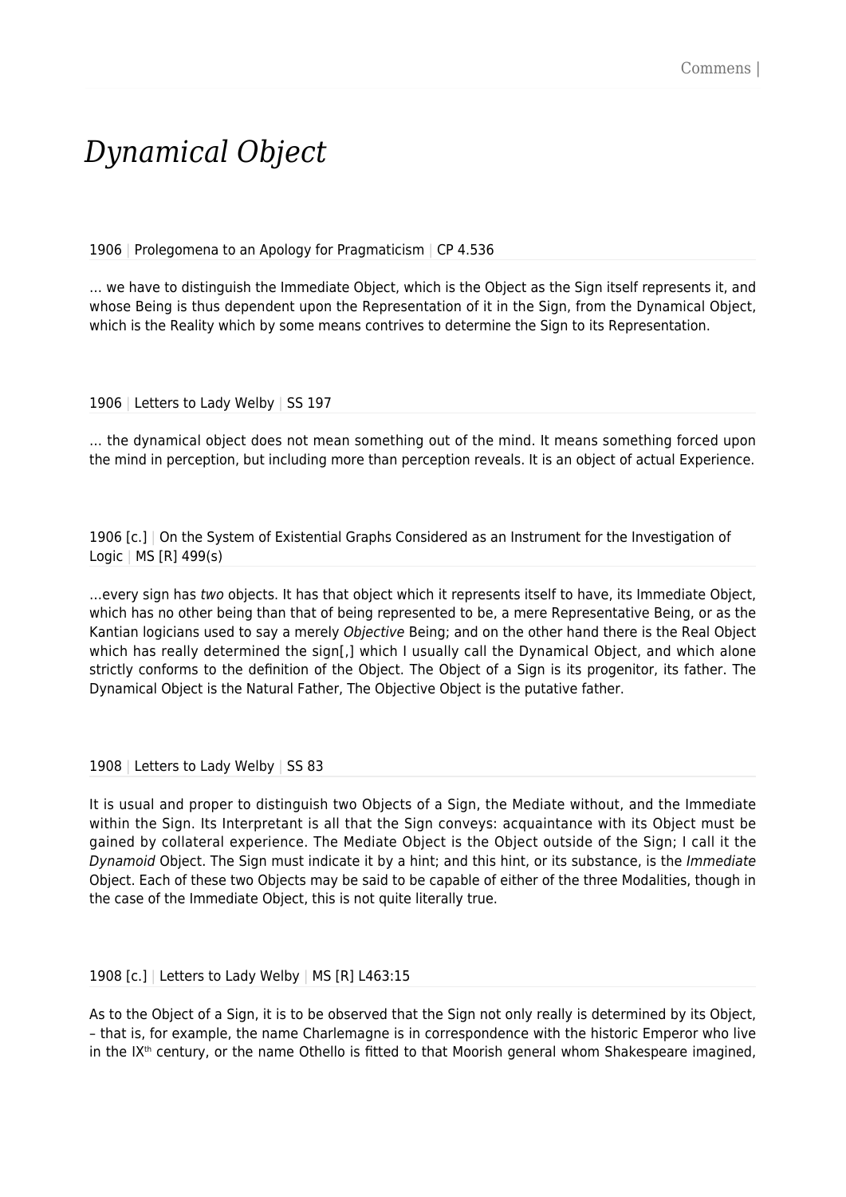# *Dynamical Object*

1906 | Prolegomena to an Apology for Pragmaticism | CP 4.536

… we have to distinguish the Immediate Object, which is the Object as the Sign itself represents it, and whose Being is thus dependent upon the Representation of it in the Sign, from the Dynamical Object, which is the Reality which by some means contrives to determine the Sign to its Representation.

1906 | Letters to Lady Welby | SS 197

… the dynamical object does not mean something out of the mind. It means something forced upon the mind in perception, but including more than perception reveals. It is an object of actual Experience.

1906 [c.] | On the System of Existential Graphs Considered as an Instrument for the Investigation of Logic | MS [R] 499(s)

…every sign has *two* objects. It has that object which it represents itself to have, its Immediate Object, which has no other being than that of being represented to be, a mere Representative Being, or as the Kantian logicians used to say a merely *Objective* Being; and on the other hand there is the Real Object which has really determined the sign[,] which I usually call the Dynamical Object, and which alone strictly conforms to the definition of the Object. The Object of a Sign is its progenitor, its father. The Dynamical Object is the Natural Father, The Objective Object is the putative father.

1908 | Letters to Lady Welby | SS 83

It is usual and proper to distinguish two Objects of a Sign, the Mediate without, and the Immediate within the Sign. Its Interpretant is all that the Sign conveys: acquaintance with its Object must be gained by collateral experience. The Mediate Object is the Object outside of the Sign; I call it the *Dynamoid* Object. The Sign must indicate it by a hint; and this hint, or its substance, is the *Immediate* Object. Each of these two Objects may be said to be capable of either of the three Modalities, though in the case of the Immediate Object, this is not quite literally true.

1908 [c.] | Letters to Lady Welby | MS [R] L463:15

As to the Object of a Sign, it is to be observed that the Sign not only really is determined by its Object, – that is, for example, the name Charlemagne is in correspondence with the historic Emperor who live in the IX[th] century, or the name Othello is fitted to that Moorish general whom Shakespeare imagined,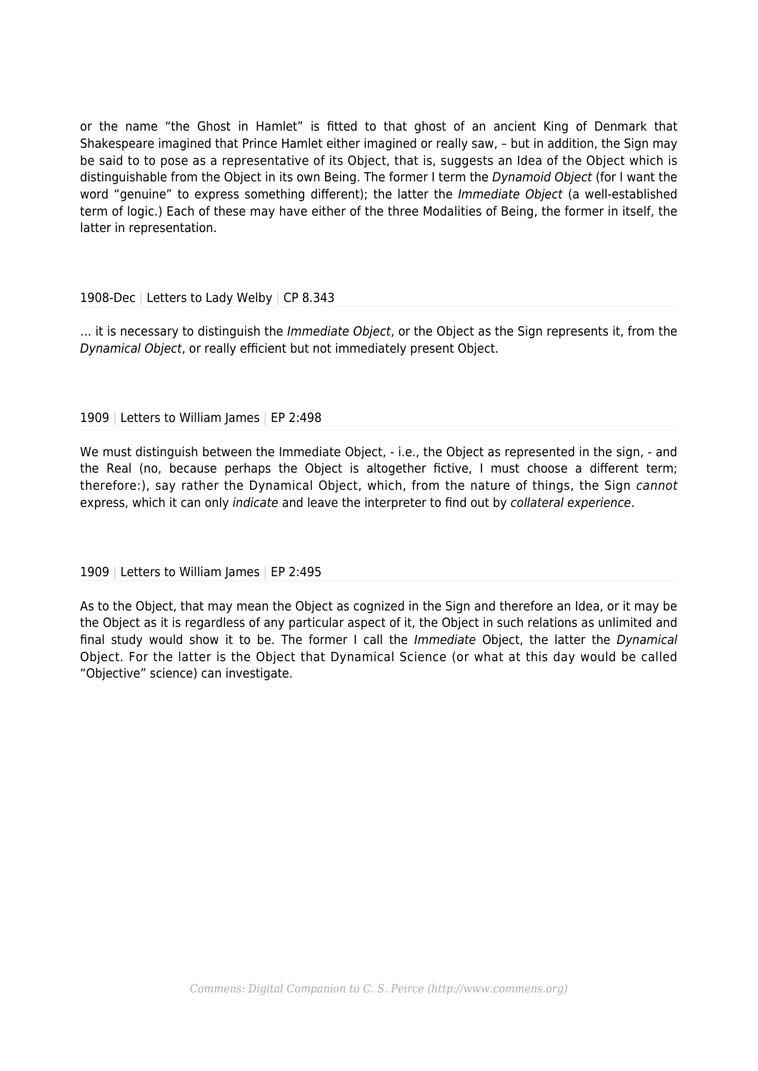or the name “the Ghost in Hamlet” is fitted to that ghost of an ancient King of Denmark that Shakespeare imagined that Prince Hamlet either imagined or really saw, – but in addition, the Sign may be said to to pose as a representative of its Object, that is, suggests an Idea of the Object which is distinguishable from the Object in its own Being. The former I term the *Dynamoid Object* (for I want the word “genuine” to express something different); the latter the *Immediate Object* (a well-established term of logic.) Each of these may have either of the three Modalities of Being, the former in itself, the latter in representation.

1908-Dec | Letters to Lady Welby | CP 8.343

… it is necessary to distinguish the *Immediate Object*, or the Object as the Sign represents it, from the *Dynamical Object*, or really efficient but not immediately present Object.

1909 | Letters to William James | EP 2:498

We must distinguish between the Immediate Object, - i.e., the Object as represented in the sign, - and the Real (no, because perhaps the Object is altogether fictive, I must choose a different term; therefore:), say rather the Dynamical Object, which, from the nature of things, the Sign *cannot* express, which it can only *indicate* and leave the interpreter to find out by *collateral experience*.

1909 | Letters to William James | EP 2:495

As to the Object, that may mean the Object as cognized in the Sign and therefore an Idea, or it may be the Object as it is regardless of any particular aspect of it, the Object in such relations as unlimited and final study would show it to be. The former I call the *Immediate* Object, the latter the *Dynamical* Object. For the latter is the Object that Dynamical Science (or what at this day would be called “Objective” science) can investigate.